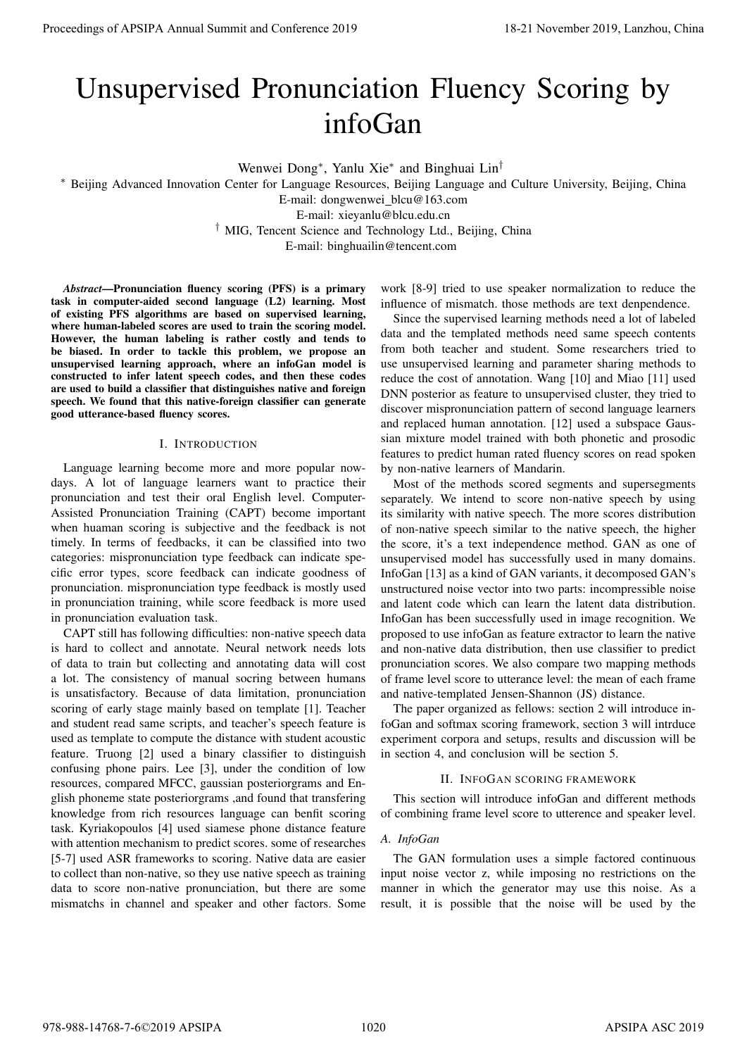# Unsupervised Pronunciation Fluency Scoring by infoGan

Wenwei Dong*, Yanlu Xie* and Binghuai Lin†

* Beijing Advanced Innovation Center for Language Resources, Beijing Language and Culture University, Beijing, China
E-mail: dongwenwei_blcu@163.com
E-mail: xieyanlu@blcu.edu.cn
† MIG, Tencent Science and Technology Ltd., Beijing, China
E-mail: binghuailin@tencent.com

***Abstract*—Pronunciation fluency scoring (PFS) is a primary task in computer-aided second language (L2) learning. Most of existing PFS algorithms are based on supervised learning, where human-labeled scores are used to train the scoring model. However, the human labeling is rather costly and tends to be biased. In order to tackle this problem, we propose an unsupervised learning approach, where an infoGan model is constructed to infer latent speech codes, and then these codes are used to build a classifier that distinguishes native and foreign speech. We found that this native-foreign classifier can generate good utterance-based fluency scores.**

## I. Introduction

Language learning become more and more popular nowdays. A lot of language learners want to practice their pronunciation and test their oral English level. Computer-Assisted Pronunciation Training (CAPT) become important when huaman scoring is subjective and the feedback is not timely. In terms of feedbacks, it can be classified into two categories: mispronunciation type feedback can indicate specific error types, score feedback can indicate goodness of pronunciation. mispronunciation type feedback is mostly used in pronunciation training, while score feedback is more used in pronunciation evaluation task.

CAPT still has following difficulties: non-native speech data is hard to collect and annotate. Neural network needs lots of data to train but collecting and annotating data will cost a lot. The consistency of manual socring between humans is unsatisfactory. Because of data limitation, pronunciation scoring of early stage mainly based on template [1]. Teacher and student read same scripts, and teacher's speech feature is used as template to compute the distance with student acoustic feature. Truong [2] used a binary classifier to distinguish confusing phone pairs. Lee [3], under the condition of low resources, compared MFCC, gaussian posteriorgrams and English phoneme state posteriorgrams ,and found that transfering knowledge from rich resources language can benfit scoring task. Kyriakopoulos [4] used siamese phone distance feature with attention mechanism to predict scores. some of researches [5-7] used ASR frameworks to scoring. Native data are easier to collect than non-native, so they use native speech as training data to score non-native pronunciation, but there are some mismatchs in channel and speaker and other factors. Some work [8-9] tried to use speaker normalization to reduce the influence of mismatch. those methods are text denpendence.

Since the supervised learning methods need a lot of labeled data and the templated methods need same speech contents from both teacher and student. Some researchers tried to use unsupervised learning and parameter sharing methods to reduce the cost of annotation. Wang [10] and Miao [11] used DNN posterior as feature to unsupervised cluster, they tried to discover mispronunciation pattern of second language learners and replaced human annotation. [12] used a subspace Gaussian mixture model trained with both phonetic and prosodic features to predict human rated fluency scores on read spoken by non-native learners of Mandarin.

Most of the methods scored segments and supersegments separately. We intend to score non-native speech by using its similarity with native speech. The more scores distribution of non-native speech similar to the native speech, the higher the score, it's a text independence method. GAN as one of unsupervised model has successfully used in many domains. InfoGan [13] as a kind of GAN variants, it decomposed GAN's unstructured noise vector into two parts: incompressible noise and latent code which can learn the latent data distribution. InfoGan has been successfully used in image recognition. We proposed to use infoGan as feature extractor to learn the native and non-native data distribution, then use classifier to predict pronunciation scores. We also compare two mapping methods of frame level score to utterance level: the mean of each frame and native-templated Jensen-Shannon (JS) distance.

The paper organized as fellows: section 2 will introduce infoGan and softmax scoring framework, section 3 will intrduce experiment corpora and setups, results and discussion will be in section 4, and conclusion will be section 5.

## II. InfoGan Scoring Framework

This section will introduce infoGan and different methods of combining frame level score to utterence and speaker level.

### A. InfoGan

The GAN formulation uses a simple factored continuous input noise vector z, while imposing no restrictions on the manner in which the generator may use this noise. As a result, it is possible that the noise will be used by the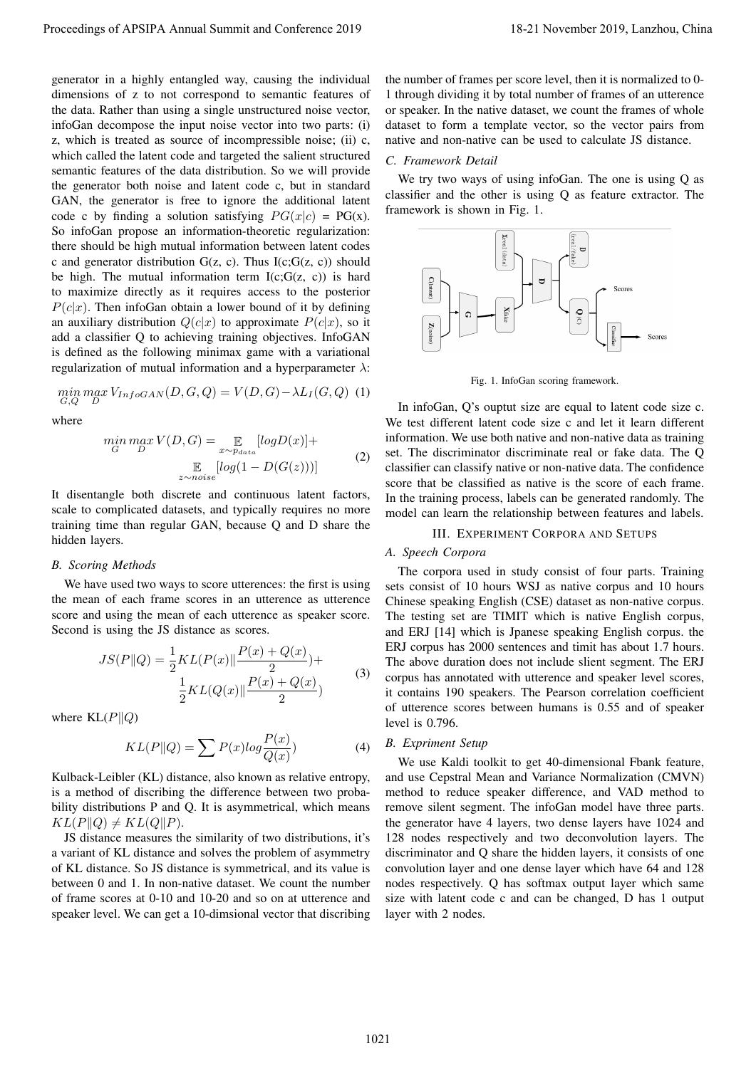generator in a highly entangled way, causing the individual dimensions of z to not correspond to semantic features of the data. Rather than using a single unstructured noise vector, infoGan decompose the input noise vector into two parts: (i) z, which is treated as source of incompressible noise; (ii) c, which called the latent code and targeted the salient structured semantic features of the data distribution. So we will provide the generator both noise and latent code c, but in standard GAN, the generator is free to ignore the additional latent code c by finding a solution satisfying $PG(x|c)$ = PG(x). So infoGan propose an information-theoretic regularization: there should be high mutual information between latent codes c and generator distribution G(z, c). Thus I(c;G(z, c)) should be high. The mutual information term I(c;G(z, c)) is hard to maximize directly as it requires access to the posterior $P(c|x)$. Then infoGan obtain a lower bound of it by defining an auxiliary distribution $Q(c|x)$ to approximate $P(c|x)$, so it add a classifier Q to achieving training objectives. InfoGAN is defined as the following minimax game with a variational regularization of mutual information and a hyperparameter $\lambda$:

$$\min_{G,Q} \max_{D} V_{InfoGAN}(D,G,Q) = V(D,G) - \lambda L_I(G,Q) \quad (1)$$

where

$$\min_{G} \max_{D} V(D,G) = \mathop{\mathbb{E}}_{x \sim p_{data}}[logD(x)] + \mathop{\mathbb{E}}_{z \sim noise}[log(1 - D(G(z)))] \quad (2)$$

It disentangle both discrete and continuous latent factors, scale to complicated datasets, and typically requires no more training time than regular GAN, because Q and D share the hidden layers.

### B. Scoring Methods

We have used two ways to score utterences: the first is using the mean of each frame scores in an utterence as utterence score and using the mean of each utterence as speaker score. Second is using the JS distance as scores.

$$JS(P\|Q) = \frac{1}{2}KL(P(x)\|\frac{P(x)+Q(x)}{2}) + \frac{1}{2}KL(Q(x)\|\frac{P(x)+Q(x)}{2}) \quad (3)$$

where KL($P\|Q$)

$$KL(P\|Q) = \sum P(x) log\frac{P(x)}{Q(x)}) \quad (4)$$

Kulback-Leibler (KL) distance, also known as relative entropy, is a method of discribing the difference between two probability distributions P and Q. It is asymmetrical, which means $KL(P\|Q) \neq KL(Q\|P)$.

JS distance measures the similarity of two distributions, it's a variant of KL distance and solves the problem of asymmetry of KL distance. So JS distance is symmetrical, and its value is between 0 and 1. In non-native dataset. We count the number of frame scores at 0-10 and 10-20 and so on at utterence and speaker level. We can get a 10-dimsional vector that discribing the number of frames per score level, then it is normalized to 0-1 through dividing it by total number of frames of an utterence or speaker. In the native dataset, we count the frames of whole dataset to form a template vector, so the vector pairs from native and non-native can be used to calculate JS distance.

### C. Framework Detail

We try two ways of using infoGan. The one is using Q as classifier and the other is using Q as feature extractor. The framework is shown in Fig. 1.

Fig. 1. InfoGan scoring framework.

In infoGan, Q's ouptut size are equal to latent code size c. We test different latent code size c and let it learn different information. We use both native and non-native data as training set. The discriminator discriminate real or fake data. The Q classifier can classify native or non-native data. The confidence score that be classified as native is the score of each frame. In the training process, labels can be generated randomly. The model can learn the relationship between features and labels.

## III. Experiment Corpora and Setups

### A. Speech Corpora

The corpora used in study consist of four parts. Training sets consist of 10 hours WSJ as native corpus and 10 hours Chinese speaking English (CSE) dataset as non-native corpus. The testing set are TIMIT which is native English corpus, and ERJ [14] which is Jpanese speaking English corpus. the ERJ corpus has 2000 sentences and timit has about 1.7 hours. The above duration does not include slient segment. The ERJ corpus has annotated with utterence and speaker level scores, it contains 190 speakers. The Pearson correlation coefficient of utterence scores between humans is 0.55 and of speaker level is 0.796.

### B. Expriment Setup

We use Kaldi toolkit to get 40-dimensional Fbank feature, and use Cepstral Mean and Variance Normalization (CMVN) method to reduce speaker difference, and VAD method to remove silent segment. The infoGan model have three parts. the generator have 4 layers, two dense layers have 1024 and 128 nodes respectively and two deconvolution layers. The discriminator and Q share the hidden layers, it consists of one convolution layer and one dense layer which have 64 and 128 nodes respectively. Q has softmax output layer which same size with latent code c and can be changed, D has 1 output layer with 2 nodes.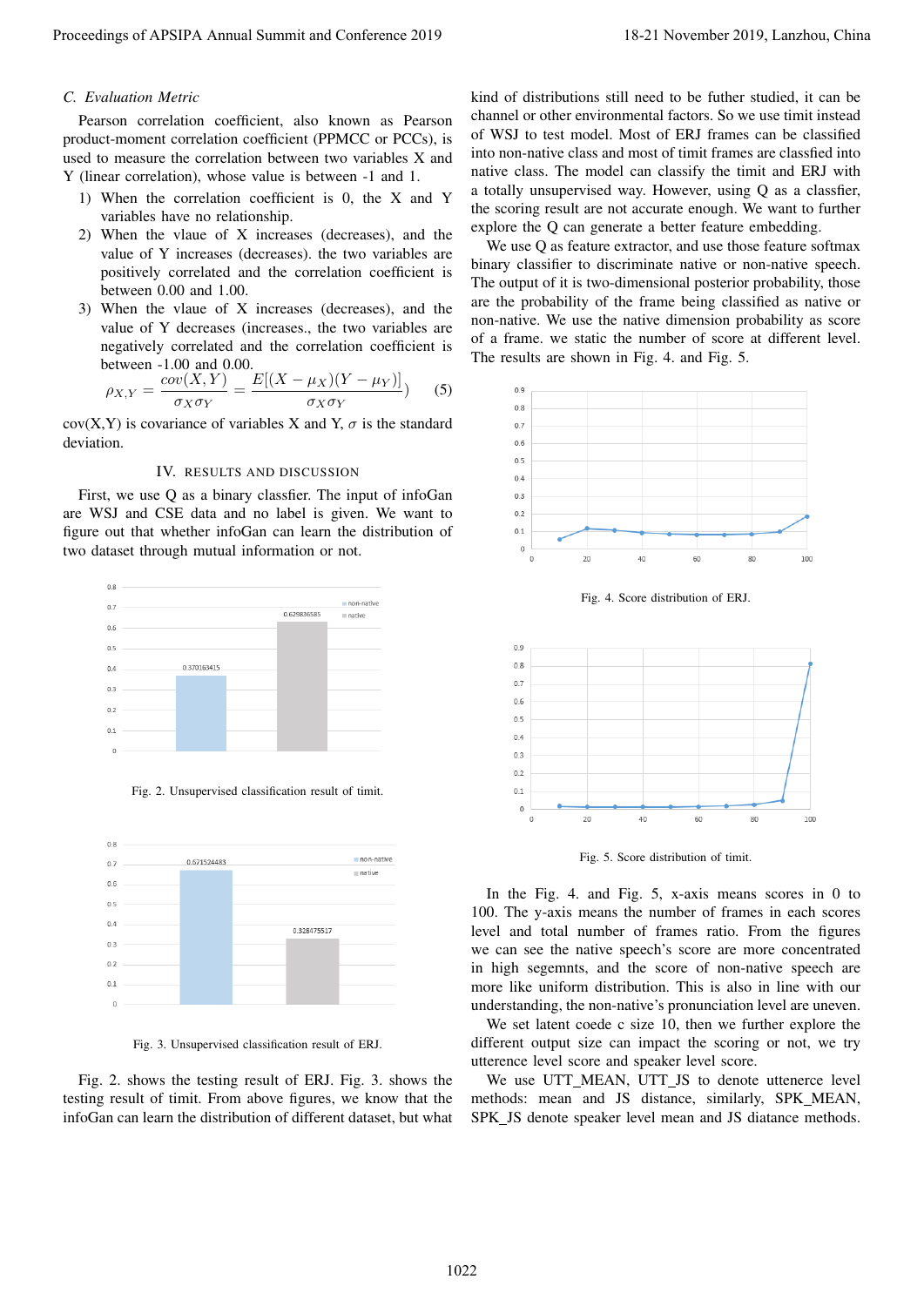### C. Evaluation Metric

Pearson correlation coefficient, also known as Pearson product-moment correlation coefficient (PPMCC or PCCs), is used to measure the correlation between two variables X and Y (linear correlation), whose value is between -1 and 1.

1) When the correlation coefficient is 0, the X and Y variables have no relationship.
2) When the vlaue of X increases (decreases), and the value of Y increases (decreases). the two variables are positively correlated and the correlation coefficient is between 0.00 and 1.00.
3) When the vlaue of X increases (decreases), and the value of Y decreases (increases., the two variables are negatively correlated and the correlation coefficient is between -1.00 and 0.00.

$$\rho_{X,Y} = \frac{cov(X,Y)}{\sigma_X \sigma_Y} = \frac{E[(X-\mu_X)(Y-\mu_Y)]}{\sigma_X \sigma_Y}) \quad (5)$$

cov(X,Y) is covariance of variables X and Y, $\sigma$ is the standard deviation.

## IV. Results and Discussion

First, we use Q as a binary classfier. The input of infoGan are WSJ and CSE data and no label is given. We want to figure out that whether infoGan can learn the distribution of two dataset through mutual information or not.

Fig. 2. Unsupervised classification result of timit.

Fig. 3. Unsupervised classification result of ERJ.

Fig. 2. shows the testing result of ERJ. Fig. 3. shows the testing result of timit. From above figures, we know that the infoGan can learn the distribution of different dataset, but what kind of distributions still need to be futher studied, it can be channel or other environmental factors. So we use timit instead of WSJ to test model. Most of ERJ frames can be classified into non-native class and most of timit frames are classfied into native class. The model can classify the timit and ERJ with a totally unsupervised way. However, using Q as a classfier, the scoring result are not accurate enough. We want to further explore the Q can generate a better feature embedding.

We use Q as feature extractor, and use those feature softmax binary classifier to discriminate native or non-native speech. The output of it is two-dimensional posterior probability, those are the probability of the frame being classified as native or non-native. We use the native dimension probability as score of a frame. we static the number of score at different level. The results are shown in Fig. 4. and Fig. 5.

Fig. 4. Score distribution of ERJ.

Fig. 5. Score distribution of timit.

In the Fig. 4. and Fig. 5, x-axis means scores in 0 to 100. The y-axis means the number of frames in each scores level and total number of frames ratio. From the figures we can see the native speech's score are more concentrated in high segemnts, and the score of non-native speech are more like uniform distribution. This is also in line with our understanding, the non-native's pronunciation level are uneven.

We set latent coede c size 10, then we further explore the different output size can impact the scoring or not, we try utterence level score and speaker level score.

We use UTT_MEAN, UTT_JS to denote uttenerce level methods: mean and JS distance, similarly, SPK_MEAN, SPK_JS denote speaker level mean and JS diatance methods.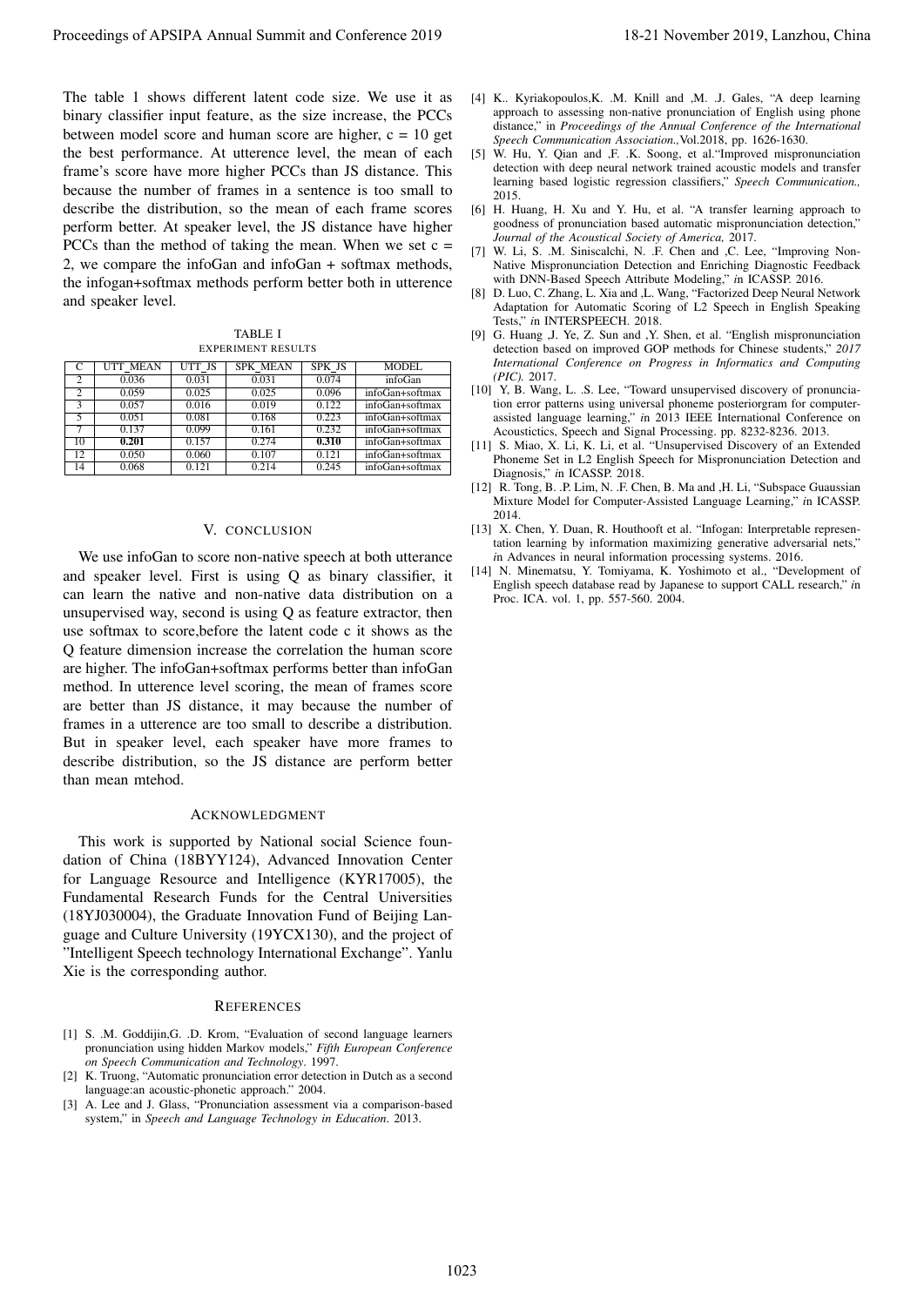The table 1 shows different latent code size. We use it as binary classifier input feature, as the size increase, the PCCs between model score and human score are higher, c = 10 get the best performance. At utterence level, the mean of each frame's score have more higher PCCs than JS distance. This because the number of frames in a sentence is too small to describe the distribution, so the mean of each frame scores perform better. At speaker level, the JS distance have higher PCCs than the method of taking the mean. When we set c = 2, we compare the infoGan and infoGan + softmax methods, the infogan+softmax methods perform better both in utterence and speaker level.

TABLE I
EXPERIMENT RESULTS

| C | UTT_MEAN | UTT_JS | SPK_MEAN | SPK_JS | MODEL |
|---|---|---|---|---|---|
| 2 | 0.036 | 0.031 | 0.031 | 0.074 | infoGan |
| 2 | 0.059 | 0.025 | 0.025 | 0.096 | infoGan+softmax |
| 3 | 0.057 | 0.016 | 0.019 | 0.122 | infoGan+softmax |
| 5 | 0.051 | 0.081 | 0.168 | 0.223 | infoGan+softmax |
| 7 | 0.137 | 0.099 | 0.161 | 0.232 | infoGan+softmax |
| 10 | **0.201** | 0.157 | 0.274 | **0.310** | infoGan+softmax |
| 12 | 0.050 | 0.060 | 0.107 | 0.121 | infoGan+softmax |
| 14 | 0.068 | 0.121 | 0.214 | 0.245 | infoGan+softmax |

## V. CONCLUSION

We use infoGan to score non-native speech at both utterance and speaker level. First is using Q as binary classifier, it can learn the native and non-native data distribution on a unsupervised way, second is using Q as feature extractor, then use softmax to score,before the latent code c it shows as the Q feature dimension increase the correlation the human score are higher. The infoGan+softmax performs better than infoGan method. In utterence level scoring, the mean of frames score are better than JS distance, it may because the number of frames in a utterence are too small to describe a distribution. But in speaker level, each speaker have more frames to describe distribution, so the JS distance are perform better than mean mtehod.

## ACKNOWLEDGMENT

This work is supported by National social Science foundation of China (18BYY124), Advanced Innovation Center for Language Resource and Intelligence (KYR17005), the Fundamental Research Funds for the Central Universities (18YJ030004), the Graduate Innovation Fund of Beijing Language and Culture University (19YCX130), and the project of "Intelligent Speech technology International Exchange". Yanlu Xie is the corresponding author.

## REFERENCES

[1] S. .M. Goddijin,G. .D. Krom, "Evaluation of second language learners pronunciation using hidden Markov models," *Fifth European Conference on Speech Communication and Technology*. 1997.

[2] K. Truong, "Automatic pronunciation error detection in Dutch as a second language:an acoustic-phonetic approach." 2004.

[3] A. Lee and J. Glass, "Pronunciation assessment via a comparison-based system," in *Speech and Language Technology in Education*. 2013.

[4] K.. Kyriakopoulos,K. .M. Knill and ,M. .J. Gales, "A deep learning approach to assessing non-native pronunciation of English using phone distance," in *Proceedings of the Annual Conference of the International Speech Communication Association.*,Vol.2018, pp. 1626-1630.

[5] W. Hu, Y. Qian and ,F. .K. Soong, et al."Improved mispronunciation detection with deep neural network trained acoustic models and transfer learning based logistic regression classifiers," *Speech Communication.,* 2015.

[6] H. Huang, H. Xu and Y. Hu, et al. "A transfer learning approach to goodness of pronunciation based automatic mispronunciation detection," *Journal of the Acoustical Society of America,* 2017.

[7] W. Li, S. .M. Siniscalchi, N. .F. Chen and ,C. Lee, "Improving Non-Native Mispronunciation Detection and Enriching Diagnostic Feedback with DNN-Based Speech Attribute Modeling," *i*n ICASSP. 2016.

[8] D. Luo, C. Zhang, L. Xia and ,L. Wang, "Factorized Deep Neural Network Adaptation for Automatic Scoring of L2 Speech in English Speaking Tests," *i*n INTERSPEECH. 2018.

[9] G. Huang ,J. Ye, Z. Sun and ,Y. Shen, et al. "English mispronunciation detection based on improved GOP methods for Chinese students," *2017 International Conference on Progress in Informatics and Computing (PIC).* 2017.

[10] Y, B. Wang, L. .S. Lee, "Toward unsupervised discovery of pronunciation error patterns using universal phoneme posteriorgram for computer-assisted language learning," *i*n 2013 IEEE International Conference on Acoustictics, Speech and Signal Processing. pp. 8232-8236. 2013.

[11] S. Miao, X. Li, K. Li, et al. "Unsupervised Discovery of an Extended Phoneme Set in L2 English Speech for Mispronunciation Detection and Diagnosis," *i*n ICASSP. 2018.

[12] R. Tong, B. .P. Lim, N. .F. Chen, B. Ma and ,H. Li, "Subspace Guaussian Mixture Model for Computer-Assisted Language Learning," *i*n ICASSP. 2014.

[13] X. Chen, Y. Duan, R. Houthooft et al. "Infogan: Interpretable representation learning by information maximizing generative adversarial nets," *i*n Advances in neural information processing systems. 2016.

[14] N. Minematsu, Y. Tomiyama, K. Yoshimoto et al., "Development of English speech database read by Japanese to support CALL research," *i*n Proc. ICA. vol. 1, pp. 557-560. 2004.